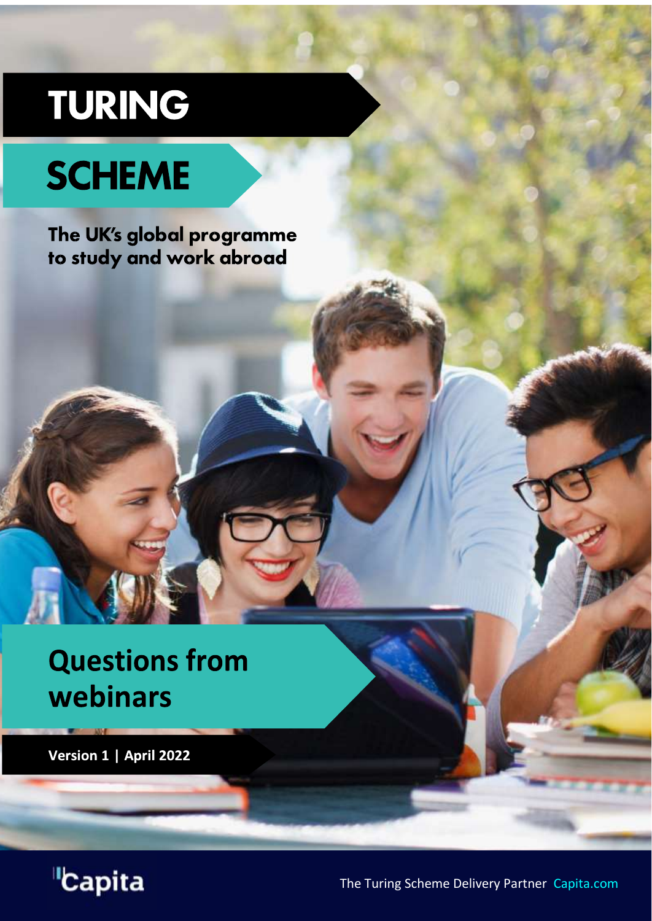# TURING SCHEME

The UK's global programme to study and work abroad

## Questions from webinars

**Version 1 | April 2022**

Capita

The Turing Scheme Delivery Partner Capita.com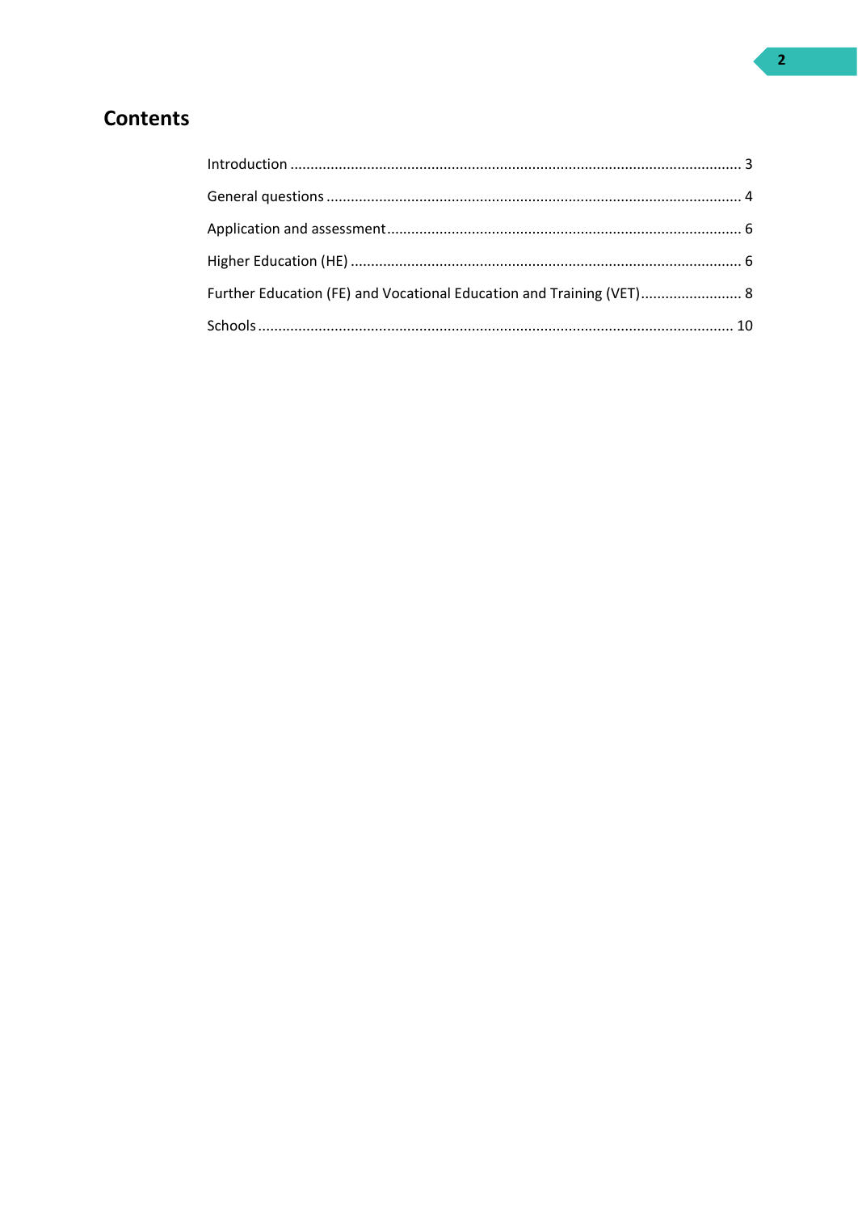## Contents

Introduction ............................................................................................................. 3

General questions ..................................................................................................... 4

Application and assessment...................................................................................... 6

Higher Education (HE) ............................................................................................... 6

Further Education (FE) and Vocational Education and Training (VET)......................... 8

Schools .................................................................................................................... 10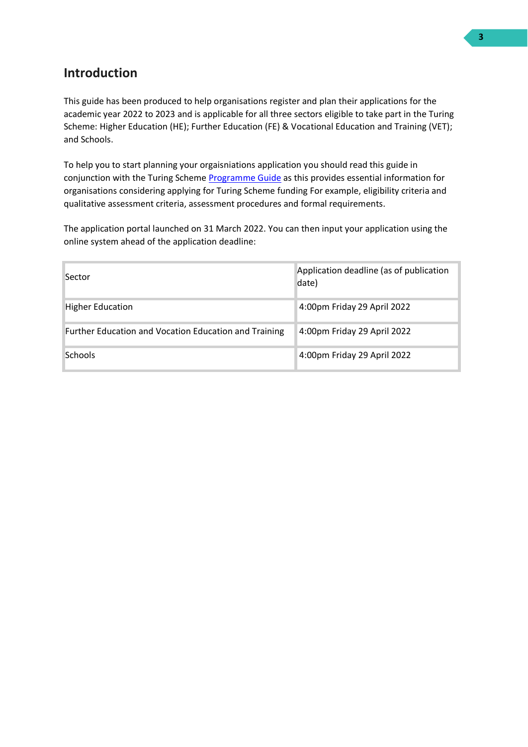## Introduction

This guide has been produced to help organisations register and plan their applications for the academic year 2022 to 2023 and is applicable for all three sectors eligible to take part in the Turing Scheme: Higher Education (HE); Further Education (FE) & Vocational Education and Training (VET); and Schools.

To help you to start planning your orgaisniations application you should read this guide in conjunction with the Turing Scheme Programme Guide as this provides essential information for organisations considering applying for Turing Scheme funding For example, eligibility criteria and qualitative assessment criteria, assessment procedures and formal requirements.

The application portal launched on 31 March 2022. You can then input your application using the online system ahead of the application deadline:

| Sector | Application deadline (as of publication date) |
| --- | --- |
| Higher Education | 4:00pm Friday 29 April 2022 |
| Further Education and Vocation Education and Training | 4:00pm Friday 29 April 2022 |
| Schools | 4:00pm Friday 29 April 2022 |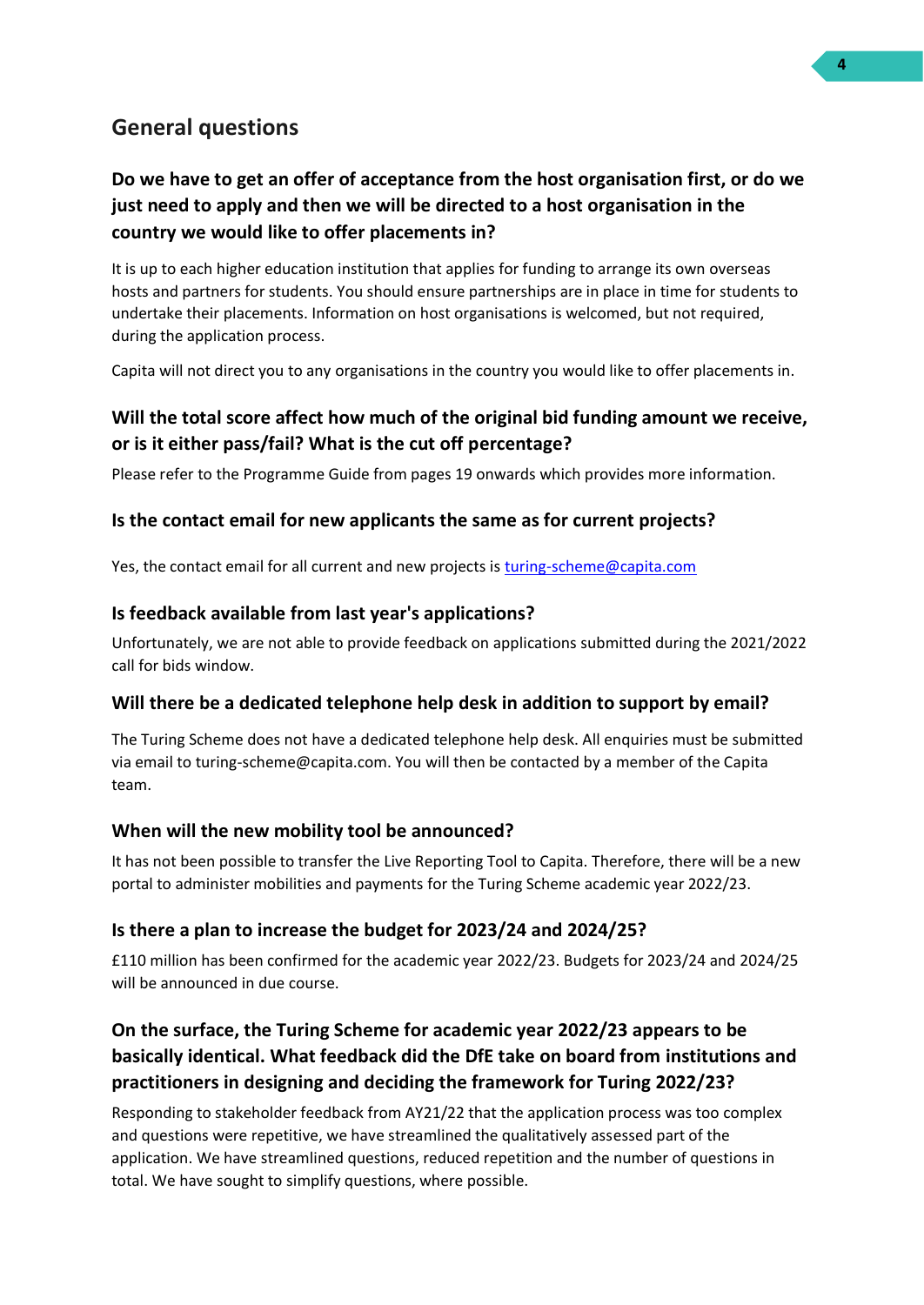## General questions

### Do we have to get an offer of acceptance from the host organisation first, or do we just need to apply and then we will be directed to a host organisation in the country we would like to offer placements in?

It is up to each higher education institution that applies for funding to arrange its own overseas hosts and partners for students. You should ensure partnerships are in place in time for students to undertake their placements. Information on host organisations is welcomed, but not required, during the application process.

Capita will not direct you to any organisations in the country you would like to offer placements in.

### Will the total score affect how much of the original bid funding amount we receive, or is it either pass/fail? What is the cut off percentage?

Please refer to the Programme Guide from pages 19 onwards which provides more information.

### Is the contact email for new applicants the same as for current projects?

Yes, the contact email for all current and new projects is [turing-scheme@capita.com](mailto:turing-scheme@capita.com)

### Is feedback available from last year's applications?

Unfortunately, we are not able to provide feedback on applications submitted during the 2021/2022 call for bids window.

### Will there be a dedicated telephone help desk in addition to support by email?

The Turing Scheme does not have a dedicated telephone help desk. All enquiries must be submitted via email to turing-scheme@capita.com. You will then be contacted by a member of the Capita team.

### When will the new mobility tool be announced?

It has not been possible to transfer the Live Reporting Tool to Capita. Therefore, there will be a new portal to administer mobilities and payments for the Turing Scheme academic year 2022/23.

### Is there a plan to increase the budget for 2023/24 and 2024/25?

£110 million has been confirmed for the academic year 2022/23. Budgets for 2023/24 and 2024/25 will be announced in due course.

### On the surface, the Turing Scheme for academic year 2022/23 appears to be basically identical. What feedback did the DfE take on board from institutions and practitioners in designing and deciding the framework for Turing 2022/23?

Responding to stakeholder feedback from AY21/22 that the application process was too complex and questions were repetitive, we have streamlined the qualitatively assessed part of the application. We have streamlined questions, reduced repetition and the number of questions in total. We have sought to simplify questions, where possible.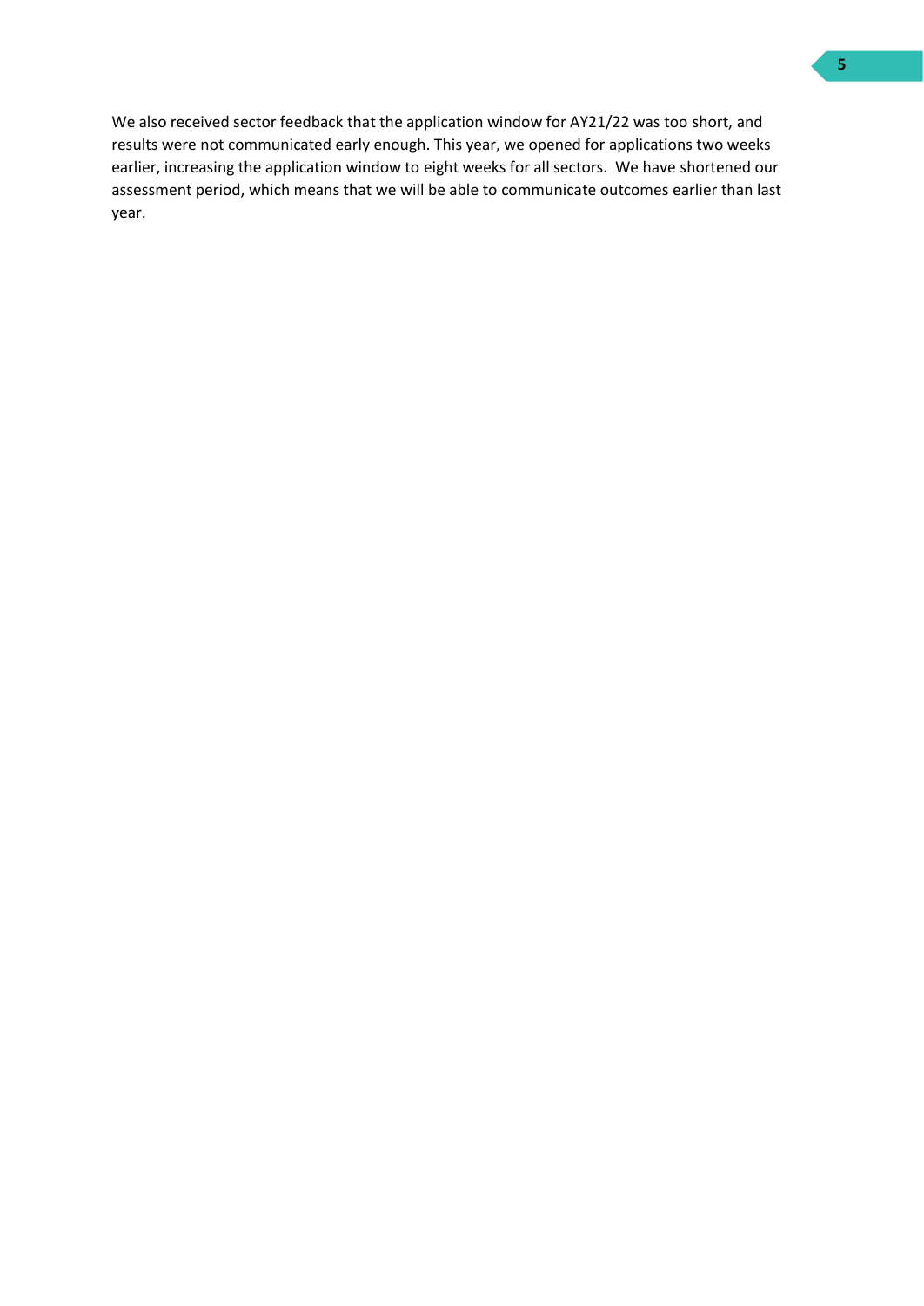We also received sector feedback that the application window for AY21/22 was too short, and results were not communicated early enough. This year, we opened for applications two weeks earlier, increasing the application window to eight weeks for all sectors.  We have shortened our assessment period, which means that we will be able to communicate outcomes earlier than last year.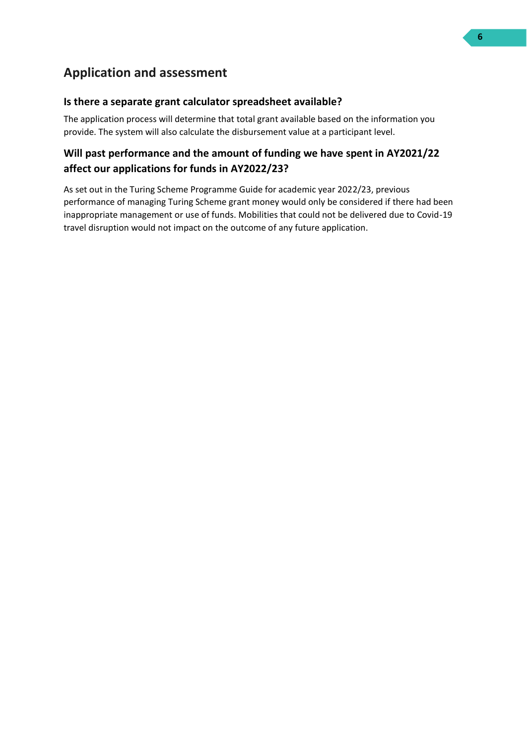## Application and assessment

### Is there a separate grant calculator spreadsheet available?

The application process will determine that total grant available based on the information you provide. The system will also calculate the disbursement value at a participant level.

### Will past performance and the amount of funding we have spent in AY2021/22 affect our applications for funds in AY2022/23?

As set out in the Turing Scheme Programme Guide for academic year 2022/23, previous performance of managing Turing Scheme grant money would only be considered if there had been inappropriate management or use of funds. Mobilities that could not be delivered due to Covid-19 travel disruption would not impact on the outcome of any future application.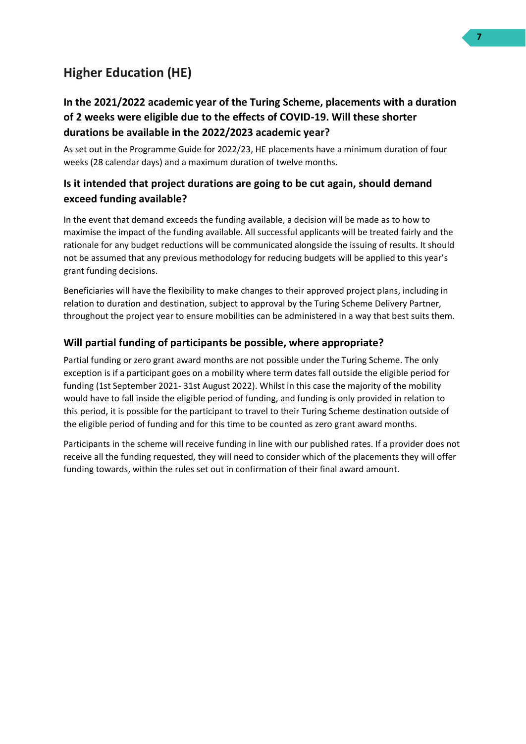## Higher Education (HE)

### In the 2021/2022 academic year of the Turing Scheme, placements with a duration of 2 weeks were eligible due to the effects of COVID-19. Will these shorter durations be available in the 2022/2023 academic year?

As set out in the Programme Guide for 2022/23, HE placements have a minimum duration of four weeks (28 calendar days) and a maximum duration of twelve months.

### Is it intended that project durations are going to be cut again, should demand exceed funding available?

In the event that demand exceeds the funding available, a decision will be made as to how to maximise the impact of the funding available. All successful applicants will be treated fairly and the rationale for any budget reductions will be communicated alongside the issuing of results. It should not be assumed that any previous methodology for reducing budgets will be applied to this year's grant funding decisions.

Beneficiaries will have the flexibility to make changes to their approved project plans, including in relation to duration and destination, subject to approval by the Turing Scheme Delivery Partner, throughout the project year to ensure mobilities can be administered in a way that best suits them.

### Will partial funding of participants be possible, where appropriate?

Partial funding or zero grant award months are not possible under the Turing Scheme. The only exception is if a participant goes on a mobility where term dates fall outside the eligible period for funding (1st September 2021- 31st August 2022). Whilst in this case the majority of the mobility would have to fall inside the eligible period of funding, and funding is only provided in relation to this period, it is possible for the participant to travel to their Turing Scheme destination outside of the eligible period of funding and for this time to be counted as zero grant award months.

Participants in the scheme will receive funding in line with our published rates. If a provider does not receive all the funding requested, they will need to consider which of the placements they will offer funding towards, within the rules set out in confirmation of their final award amount.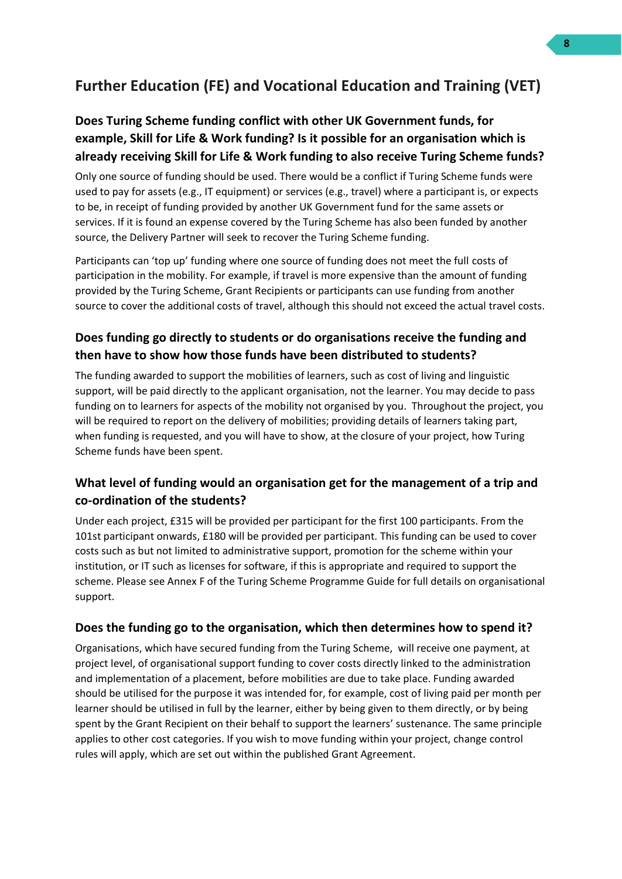## Further Education (FE) and Vocational Education and Training (VET)

### Does Turing Scheme funding conflict with other UK Government funds, for example, Skill for Life & Work funding? Is it possible for an organisation which is already receiving Skill for Life & Work funding to also receive Turing Scheme funds?

Only one source of funding should be used. There would be a conflict if Turing Scheme funds were used to pay for assets (e.g., IT equipment) or services (e.g., travel) where a participant is, or expects to be, in receipt of funding provided by another UK Government fund for the same assets or services. If it is found an expense covered by the Turing Scheme has also been funded by another source, the Delivery Partner will seek to recover the Turing Scheme funding.

Participants can 'top up' funding where one source of funding does not meet the full costs of participation in the mobility. For example, if travel is more expensive than the amount of funding provided by the Turing Scheme, Grant Recipients or participants can use funding from another source to cover the additional costs of travel, although this should not exceed the actual travel costs.

### Does funding go directly to students or do organisations receive the funding and then have to show how those funds have been distributed to students?

The funding awarded to support the mobilities of learners, such as cost of living and linguistic support, will be paid directly to the applicant organisation, not the learner. You may decide to pass funding on to learners for aspects of the mobility not organised by you. Throughout the project, you will be required to report on the delivery of mobilities; providing details of learners taking part, when funding is requested, and you will have to show, at the closure of your project, how Turing Scheme funds have been spent.

### What level of funding would an organisation get for the management of a trip and co-ordination of the students?

Under each project, £315 will be provided per participant for the first 100 participants. From the 101st participant onwards, £180 will be provided per participant. This funding can be used to cover costs such as but not limited to administrative support, promotion for the scheme within your institution, or IT such as licenses for software, if this is appropriate and required to support the scheme. Please see Annex F of the Turing Scheme Programme Guide for full details on organisational support.

### Does the funding go to the organisation, which then determines how to spend it?

Organisations, which have secured funding from the Turing Scheme, will receive one payment, at project level, of organisational support funding to cover costs directly linked to the administration and implementation of a placement, before mobilities are due to take place. Funding awarded should be utilised for the purpose it was intended for, for example, cost of living paid per month per learner should be utilised in full by the learner, either by being given to them directly, or by being spent by the Grant Recipient on their behalf to support the learners' sustenance. The same principle applies to other cost categories. If you wish to move funding within your project, change control rules will apply, which are set out within the published Grant Agreement.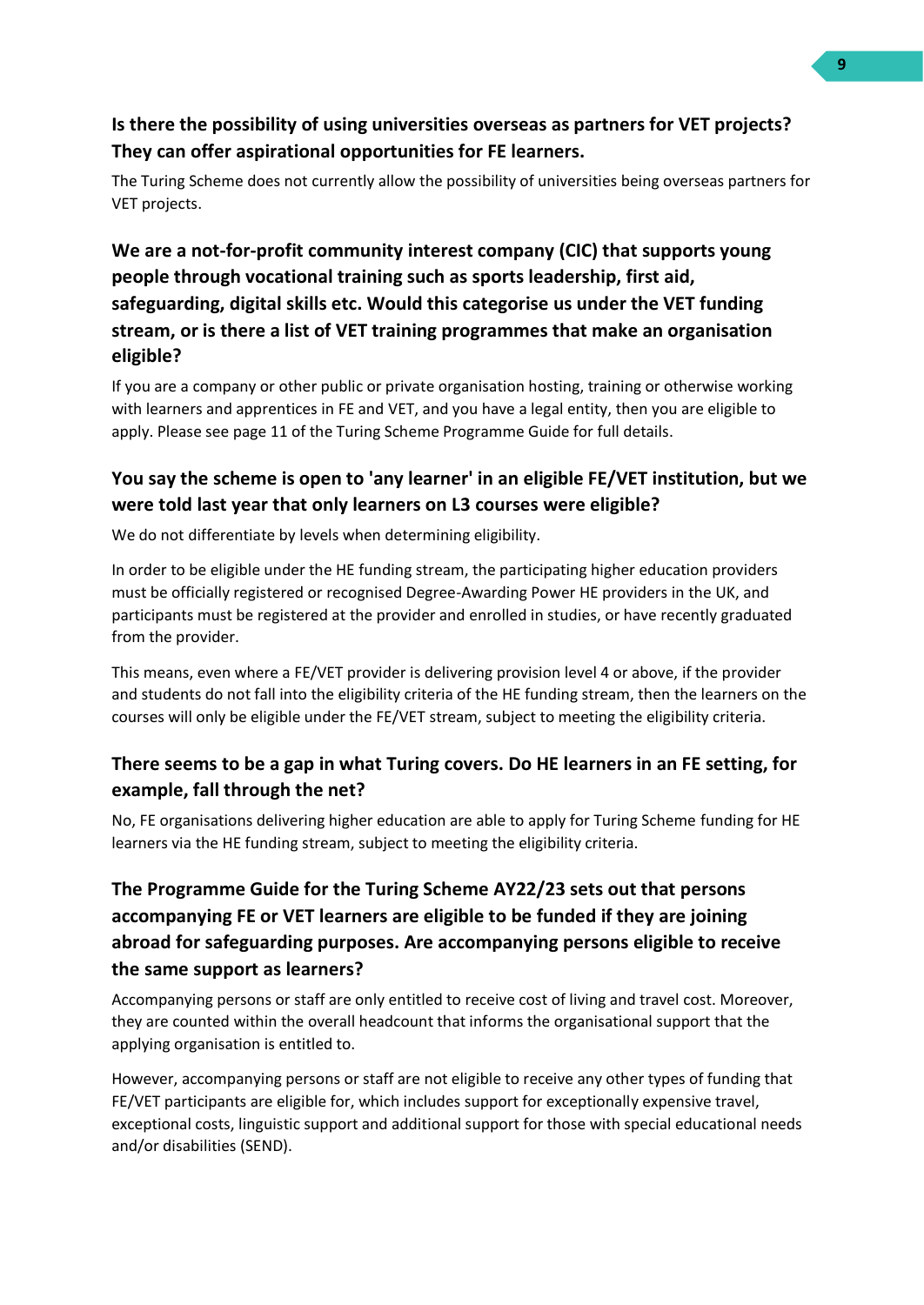### Is there the possibility of using universities overseas as partners for VET projects? They can offer aspirational opportunities for FE learners.

The Turing Scheme does not currently allow the possibility of universities being overseas partners for VET projects.

### We are a not-for-profit community interest company (CIC) that supports young people through vocational training such as sports leadership, first aid, safeguarding, digital skills etc. Would this categorise us under the VET funding stream, or is there a list of VET training programmes that make an organisation eligible?

If you are a company or other public or private organisation hosting, training or otherwise working with learners and apprentices in FE and VET, and you have a legal entity, then you are eligible to apply. Please see page 11 of the Turing Scheme Programme Guide for full details.

### You say the scheme is open to 'any learner' in an eligible FE/VET institution, but we were told last year that only learners on L3 courses were eligible?

We do not differentiate by levels when determining eligibility.

In order to be eligible under the HE funding stream, the participating higher education providers must be officially registered or recognised Degree-Awarding Power HE providers in the UK, and participants must be registered at the provider and enrolled in studies, or have recently graduated from the provider.

This means, even where a FE/VET provider is delivering provision level 4 or above, if the provider and students do not fall into the eligibility criteria of the HE funding stream, then the learners on the courses will only be eligible under the FE/VET stream, subject to meeting the eligibility criteria.

### There seems to be a gap in what Turing covers. Do HE learners in an FE setting, for example, fall through the net?

No, FE organisations delivering higher education are able to apply for Turing Scheme funding for HE learners via the HE funding stream, subject to meeting the eligibility criteria.

### The Programme Guide for the Turing Scheme AY22/23 sets out that persons accompanying FE or VET learners are eligible to be funded if they are joining abroad for safeguarding purposes. Are accompanying persons eligible to receive the same support as learners?

Accompanying persons or staff are only entitled to receive cost of living and travel cost. Moreover, they are counted within the overall headcount that informs the organisational support that the applying organisation is entitled to.

However, accompanying persons or staff are not eligible to receive any other types of funding that FE/VET participants are eligible for, which includes support for exceptionally expensive travel, exceptional costs, linguistic support and additional support for those with special educational needs and/or disabilities (SEND).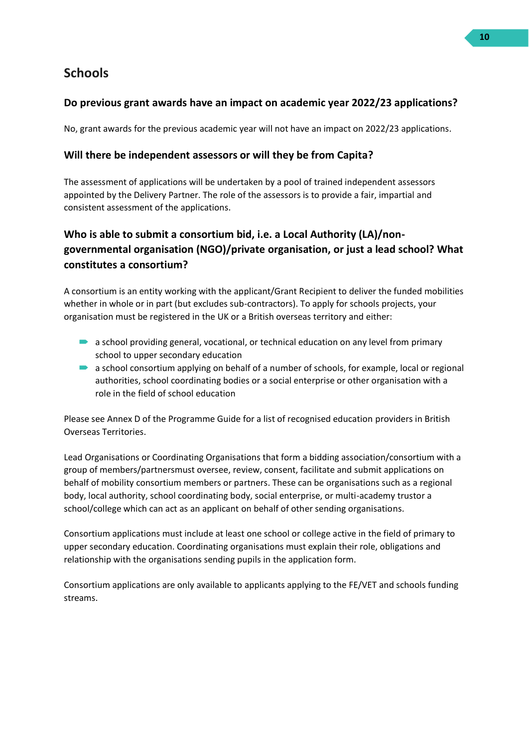## Schools

### Do previous grant awards have an impact on academic year 2022/23 applications?

No, grant awards for the previous academic year will not have an impact on 2022/23 applications.

### Will there be independent assessors or will they be from Capita?

The assessment of applications will be undertaken by a pool of trained independent assessors appointed by the Delivery Partner. The role of the assessors is to provide a fair, impartial and consistent assessment of the applications.

### Who is able to submit a consortium bid, i.e. a Local Authority (LA)/non-governmental organisation (NGO)/private organisation, or just a lead school? What constitutes a consortium?

A consortium is an entity working with the applicant/Grant Recipient to deliver the funded mobilities whether in whole or in part (but excludes sub-contractors). To apply for schools projects, your organisation must be registered in the UK or a British overseas territory and either:

- a school providing general, vocational, or technical education on any level from primary school to upper secondary education
- a school consortium applying on behalf of a number of schools, for example, local or regional authorities, school coordinating bodies or a social enterprise or other organisation with a role in the field of school education

Please see Annex D of the Programme Guide for a list of recognised education providers in British Overseas Territories.

Lead Organisations or Coordinating Organisations that form a bidding association/consortium with a group of members/partnersmust oversee, review, consent, facilitate and submit applications on behalf of mobility consortium members or partners. These can be organisations such as a regional body, local authority, school coordinating body, social enterprise, or multi-academy trustor a school/college which can act as an applicant on behalf of other sending organisations.

Consortium applications must include at least one school or college active in the field of primary to upper secondary education. Coordinating organisations must explain their role, obligations and relationship with the organisations sending pupils in the application form.

Consortium applications are only available to applicants applying to the FE/VET and schools funding streams.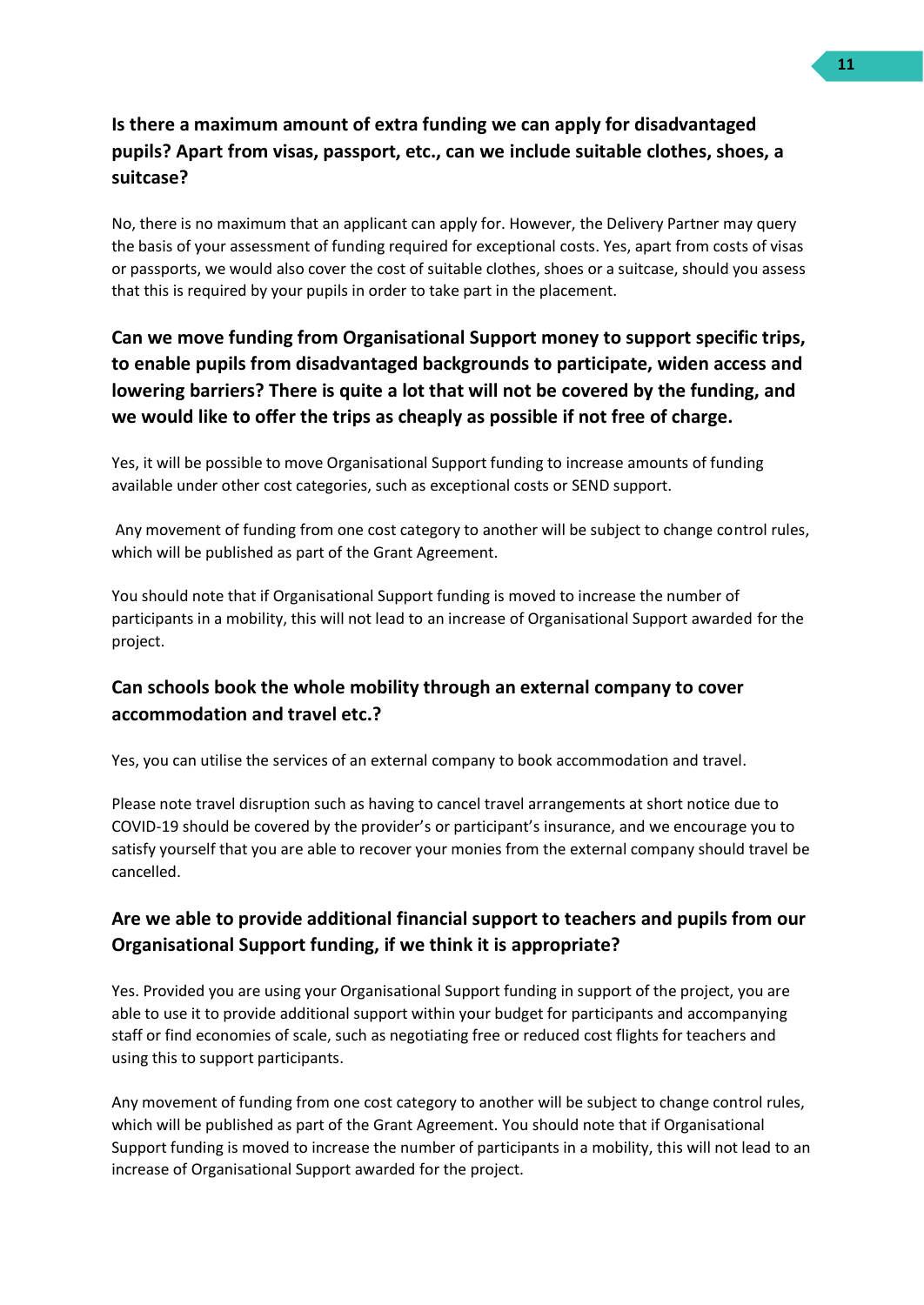### Is there a maximum amount of extra funding we can apply for disadvantaged pupils? Apart from visas, passport, etc., can we include suitable clothes, shoes, a suitcase?

No, there is no maximum that an applicant can apply for. However, the Delivery Partner may query the basis of your assessment of funding required for exceptional costs. Yes, apart from costs of visas or passports, we would also cover the cost of suitable clothes, shoes or a suitcase, should you assess that this is required by your pupils in order to take part in the placement.

### Can we move funding from Organisational Support money to support specific trips, to enable pupils from disadvantaged backgrounds to participate, widen access and lowering barriers? There is quite a lot that will not be covered by the funding, and we would like to offer the trips as cheaply as possible if not free of charge.

Yes, it will be possible to move Organisational Support funding to increase amounts of funding available under other cost categories, such as exceptional costs or SEND support.

Any movement of funding from one cost category to another will be subject to change control rules, which will be published as part of the Grant Agreement.

You should note that if Organisational Support funding is moved to increase the number of participants in a mobility, this will not lead to an increase of Organisational Support awarded for the project.

### Can schools book the whole mobility through an external company to cover accommodation and travel etc.?

Yes, you can utilise the services of an external company to book accommodation and travel.

Please note travel disruption such as having to cancel travel arrangements at short notice due to COVID-19 should be covered by the provider's or participant's insurance, and we encourage you to satisfy yourself that you are able to recover your monies from the external company should travel be cancelled.

### Are we able to provide additional financial support to teachers and pupils from our Organisational Support funding, if we think it is appropriate?

Yes. Provided you are using your Organisational Support funding in support of the project, you are able to use it to provide additional support within your budget for participants and accompanying staff or find economies of scale, such as negotiating free or reduced cost flights for teachers and using this to support participants.

Any movement of funding from one cost category to another will be subject to change control rules, which will be published as part of the Grant Agreement. You should note that if Organisational Support funding is moved to increase the number of participants in a mobility, this will not lead to an increase of Organisational Support awarded for the project.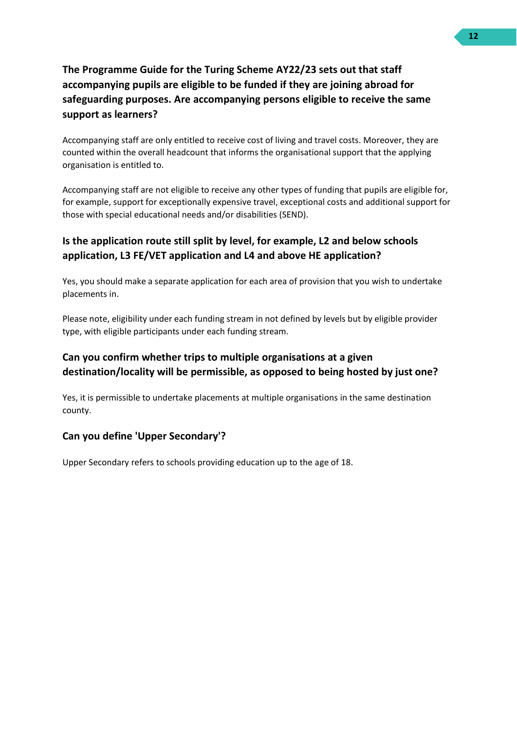### The Programme Guide for the Turing Scheme AY22/23 sets out that staff accompanying pupils are eligible to be funded if they are joining abroad for safeguarding purposes. Are accompanying persons eligible to receive the same support as learners?

Accompanying staff are only entitled to receive cost of living and travel costs. Moreover, they are counted within the overall headcount that informs the organisational support that the applying organisation is entitled to.

Accompanying staff are not eligible to receive any other types of funding that pupils are eligible for, for example, support for exceptionally expensive travel, exceptional costs and additional support for those with special educational needs and/or disabilities (SEND).

### Is the application route still split by level, for example, L2 and below schools application, L3 FE/VET application and L4 and above HE application?

Yes, you should make a separate application for each area of provision that you wish to undertake placements in.

Please note, eligibility under each funding stream in not defined by levels but by eligible provider type, with eligible participants under each funding stream.

### Can you confirm whether trips to multiple organisations at a given destination/locality will be permissible, as opposed to being hosted by just one?

Yes, it is permissible to undertake placements at multiple organisations in the same destination county.

### Can you define 'Upper Secondary'?

Upper Secondary refers to schools providing education up to the age of 18.